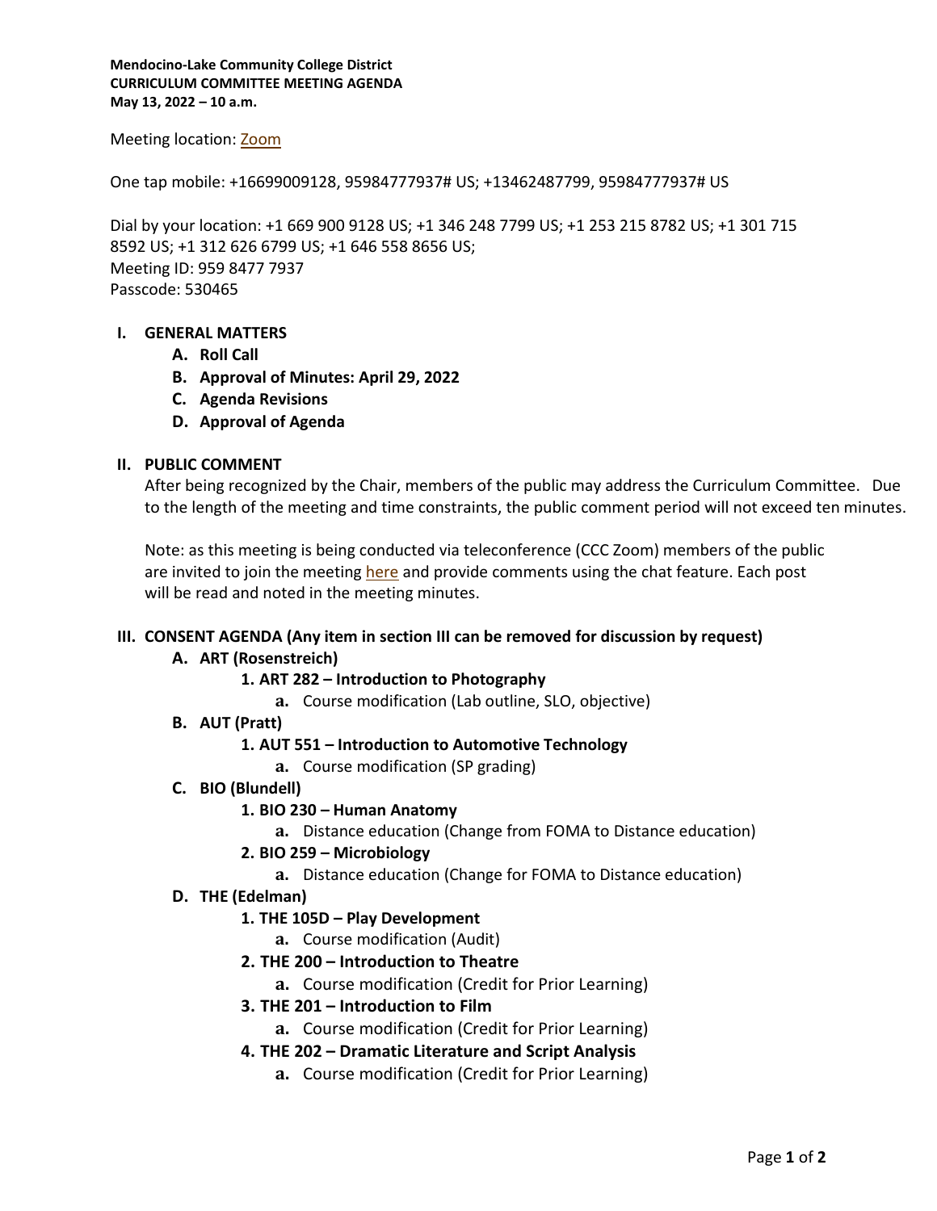**Mendocino-Lake Community College District**
**CURRICULUM COMMITTEE MEETING AGENDA**
**May 13, 2022 – 10 a.m.**

Meeting location: Zoom

One tap mobile: +16699009128, 95984777937# US; +13462487799, 95984777937# US

Dial by your location: +1 669 900 9128 US; +1 346 248 7799 US; +1 253 215 8782 US; +1 301 715 8592 US; +1 312 626 6799 US; +1 646 558 8656 US;
Meeting ID: 959 8477 7937
Passcode: 530465

## I. GENERAL MATTERS

- **A. Roll Call**
- **B. Approval of Minutes: April 29, 2022**
- **C. Agenda Revisions**
- **D. Approval of Agenda**

## II. PUBLIC COMMENT

After being recognized by the Chair, members of the public may address the Curriculum Committee. Due to the length of the meeting and time constraints, the public comment period will not exceed ten minutes.

Note: as this meeting is being conducted via teleconference (CCC Zoom) members of the public are invited to join the meeting here and provide comments using the chat feature. Each post will be read and noted in the meeting minutes.

## III. CONSENT AGENDA (Any item in section III can be removed for discussion by request)

- **A. ART (Rosenstreich)**
  - **1. ART 282 – Introduction to Photography**
    - **a.** Course modification (Lab outline, SLO, objective)
- **B. AUT (Pratt)**
  - **1. AUT 551 – Introduction to Automotive Technology**
    - **a.** Course modification (SP grading)
- **C. BIO (Blundell)**
  - **1. BIO 230 – Human Anatomy**
    - **a.** Distance education (Change from FOMA to Distance education)
  - **2. BIO 259 – Microbiology**
    - **a.** Distance education (Change for FOMA to Distance education)
- **D. THE (Edelman)**
  - **1. THE 105D – Play Development**
    - **a.** Course modification (Audit)
  - **2. THE 200 – Introduction to Theatre**
    - **a.** Course modification (Credit for Prior Learning)
  - **3. THE 201 – Introduction to Film**
    - **a.** Course modification (Credit for Prior Learning)
  - **4. THE 202 – Dramatic Literature and Script Analysis**
    - **a.** Course modification (Credit for Prior Learning)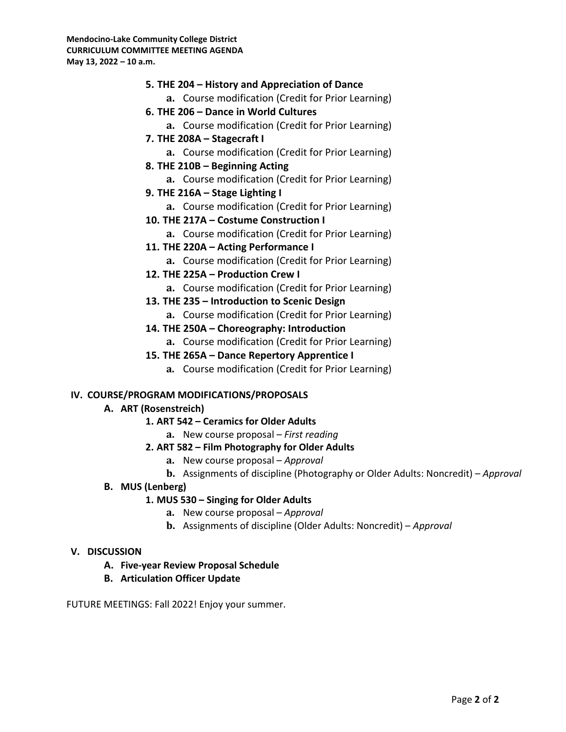5. **THE 204 – History and Appreciation of Dance**
   - a. Course modification (Credit for Prior Learning)
6. **THE 206 – Dance in World Cultures**
   - a. Course modification (Credit for Prior Learning)
7. **THE 208A – Stagecraft I**
   - a. Course modification (Credit for Prior Learning)
8. **THE 210B – Beginning Acting**
   - a. Course modification (Credit for Prior Learning)
9. **THE 216A – Stage Lighting I**
   - a. Course modification (Credit for Prior Learning)
10. **THE 217A – Costume Construction I**
    - a. Course modification (Credit for Prior Learning)
11. **THE 220A – Acting Performance I**
    - a. Course modification (Credit for Prior Learning)
12. **THE 225A – Production Crew I**
    - a. Course modification (Credit for Prior Learning)
13. **THE 235 – Introduction to Scenic Design**
    - a. Course modification (Credit for Prior Learning)
14. **THE 250A – Choreography: Introduction**
    - a. Course modification (Credit for Prior Learning)
15. **THE 265A – Dance Repertory Apprentice I**
    - a. Course modification (Credit for Prior Learning)

## IV. COURSE/PROGRAM MODIFICATIONS/PROPOSALS

### A. ART (Rosenstreich)

1. **ART 542 – Ceramics for Older Adults**
   - a. New course proposal – *First reading*
2. **ART 582 – Film Photography for Older Adults**
   - a. New course proposal – *Approval*
   - b. Assignments of discipline (Photography or Older Adults: Noncredit) – *Approval*

### B. MUS (Lenberg)

1. **MUS 530 – Singing for Older Adults**
   - a. New course proposal – *Approval*
   - b. Assignments of discipline (Older Adults: Noncredit) – *Approval*

## V. DISCUSSION

- **A. Five-year Review Proposal Schedule**
- **B. Articulation Officer Update**

FUTURE MEETINGS: Fall 2022! Enjoy your summer.